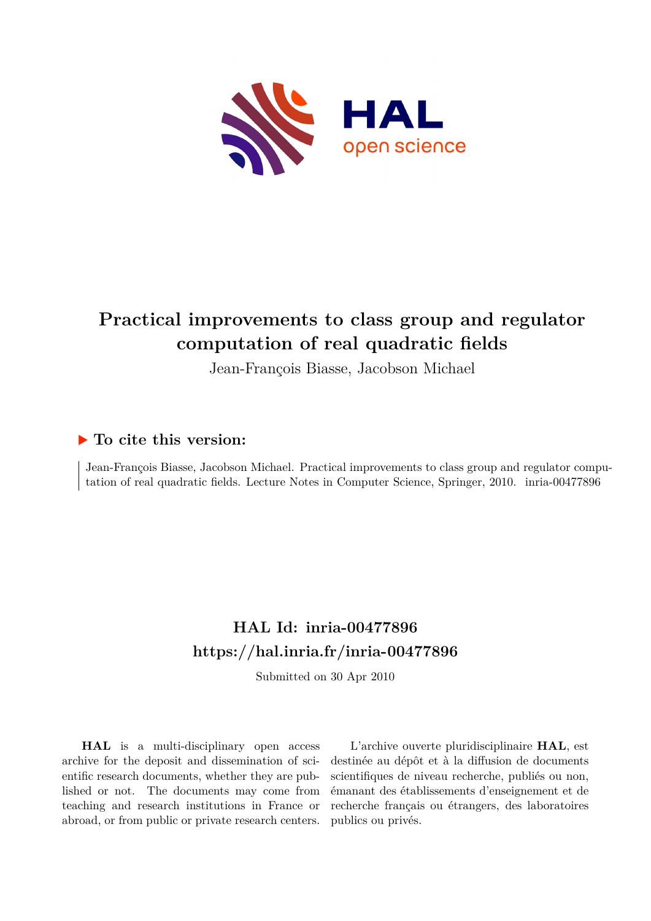# Practical improvements to class group and regulator computation of real quadratic fields

Jean-François Biasse, Jacobson Michael

## ▶ To cite this version:

Jean-François Biasse, Jacobson Michael. Practical improvements to class group and regulator computation of real quadratic fields. Lecture Notes in Computer Science, Springer, 2010. inria-00477896

## HAL Id: inria-00477896

## https://hal.inria.fr/inria-00477896

Submitted on 30 Apr 2010

**HAL** is a multi-disciplinary open access archive for the deposit and dissemination of scientific research documents, whether they are published or not. The documents may come from teaching and research institutions in France or abroad, or from public or private research centers.

L'archive ouverte pluridisciplinaire **HAL**, est destinée au dépôt et à la diffusion de documents scientifiques de niveau recherche, publiés ou non, émanant des établissements d'enseignement et de recherche français ou étrangers, des laboratoires publics ou privés.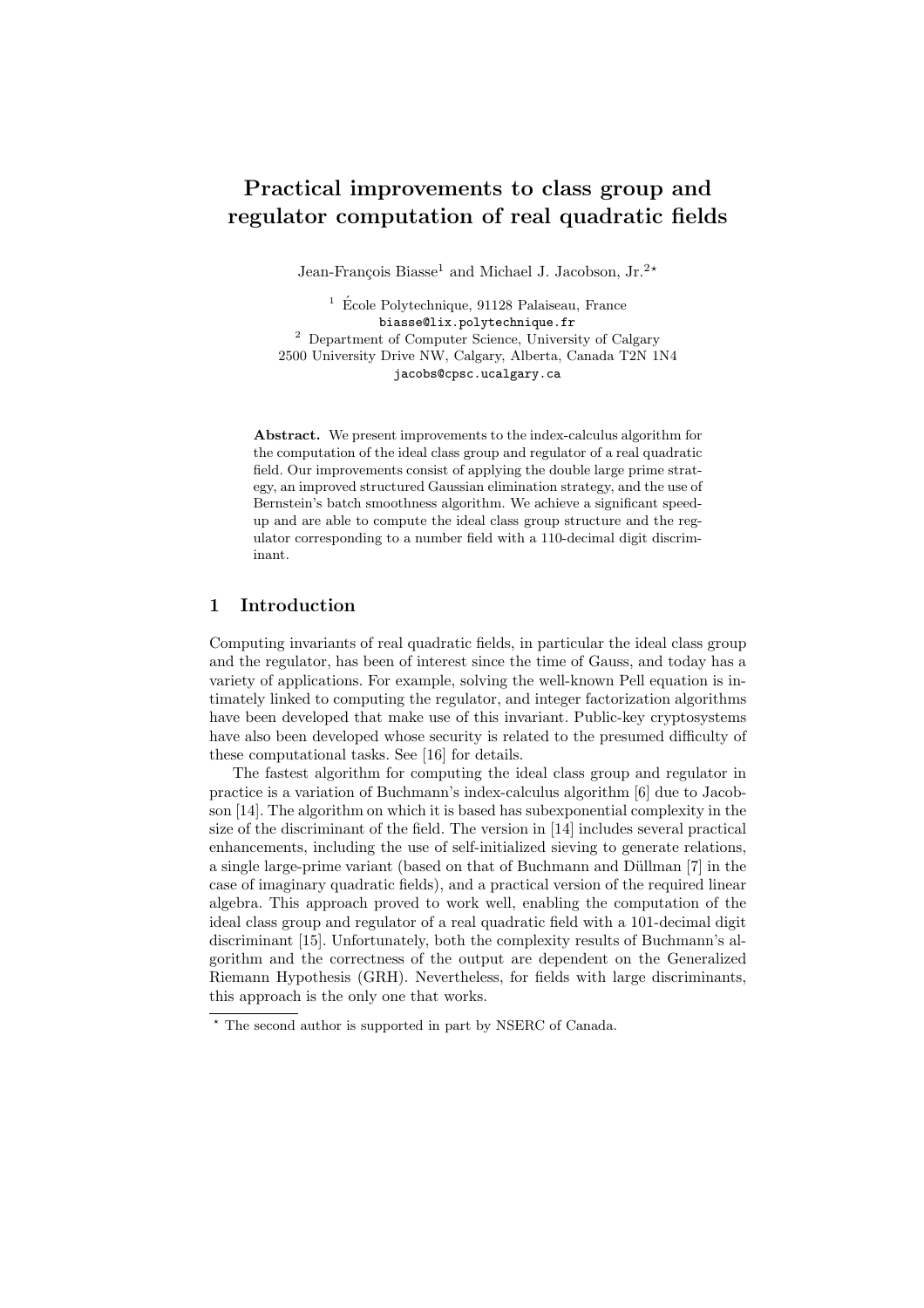# Practical improvements to class group and regulator computation of real quadratic fields

Jean-François Biasse[1] and Michael J. Jacobson, Jr.[2,⋆]

[1] École Polytechnique, 91128 Palaiseau, France
biasse@lix.polytechnique.fr
[2] Department of Computer Science, University of Calgary
2500 University Drive NW, Calgary, Alberta, Canada T2N 1N4
jacobs@cpsc.ucalgary.ca

**Abstract.** We present improvements to the index-calculus algorithm for the computation of the ideal class group and regulator of a real quadratic field. Our improvements consist of applying the double large prime strategy, an improved structured Gaussian elimination strategy, and the use of Bernstein's batch smoothness algorithm. We achieve a significant speed-up and are able to compute the ideal class group structure and the regulator corresponding to a number field with a 110-decimal digit discriminant.

## 1 Introduction

Computing invariants of real quadratic fields, in particular the ideal class group and the regulator, has been of interest since the time of Gauss, and today has a variety of applications. For example, solving the well-known Pell equation is intimately linked to computing the regulator, and integer factorization algorithms have been developed that make use of this invariant. Public-key cryptosystems have also been developed whose security is related to the presumed difficulty of these computational tasks. See [16] for details.

The fastest algorithm for computing the ideal class group and regulator in practice is a variation of Buchmann's index-calculus algorithm [6] due to Jacobson [14]. The algorithm on which it is based has subexponential complexity in the size of the discriminant of the field. The version in [14] includes several practical enhancements, including the use of self-initialized sieving to generate relations, a single large-prime variant (based on that of Buchmann and Düllman [7] in the case of imaginary quadratic fields), and a practical version of the required linear algebra. This approach proved to work well, enabling the computation of the ideal class group and regulator of a real quadratic field with a 101-decimal digit discriminant [15]. Unfortunately, both the complexity results of Buchmann's algorithm and the correctness of the output are dependent on the Generalized Riemann Hypothesis (GRH). Nevertheless, for fields with large discriminants, this approach is the only one that works.

⋆ The second author is supported in part by NSERC of Canada.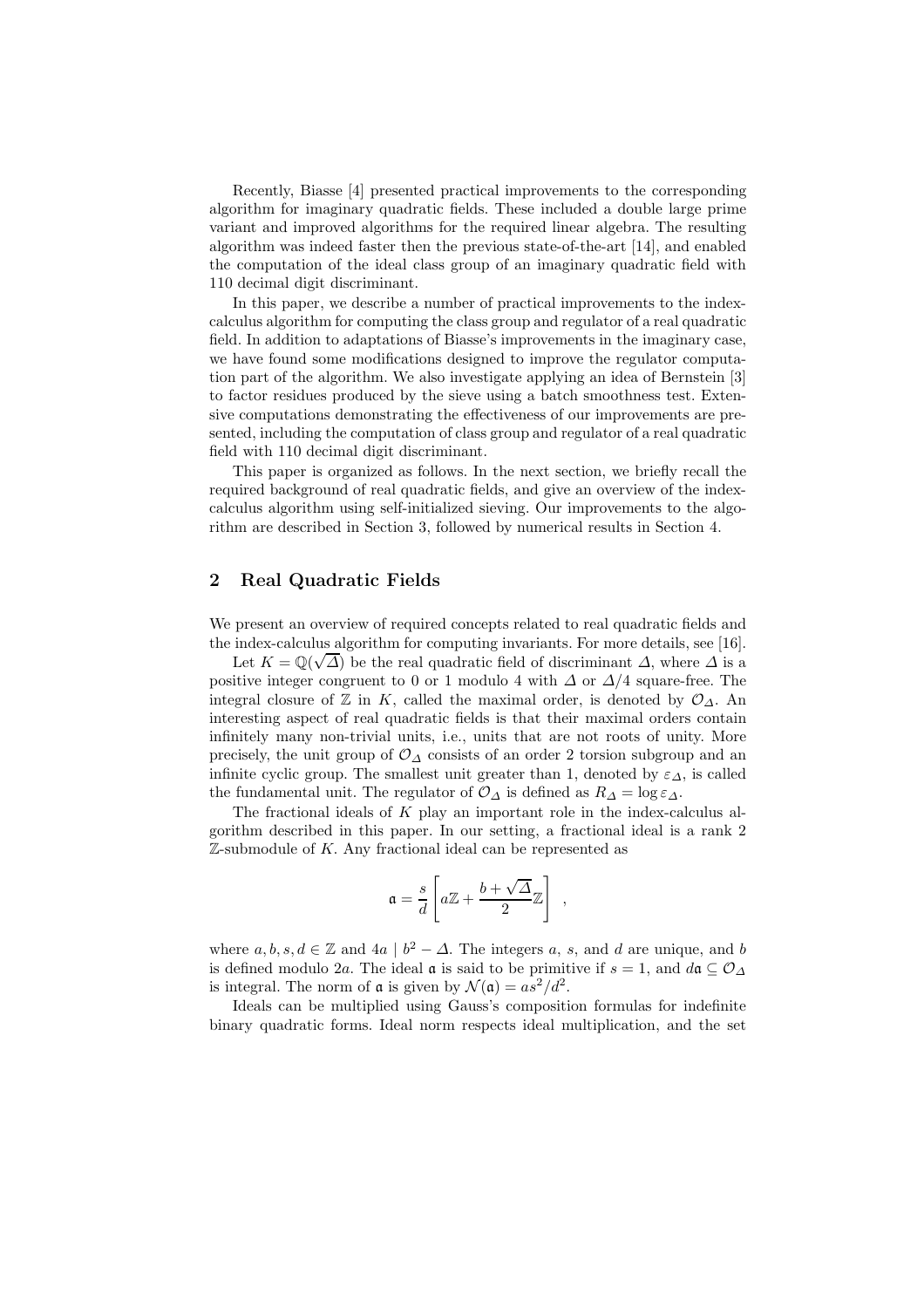Recently, Biasse [4] presented practical improvements to the corresponding algorithm for imaginary quadratic fields. These included a double large prime variant and improved algorithms for the required linear algebra. The resulting algorithm was indeed faster then the previous state-of-the-art [14], and enabled the computation of the ideal class group of an imaginary quadratic field with 110 decimal digit discriminant.

In this paper, we describe a number of practical improvements to the index-calculus algorithm for computing the class group and regulator of a real quadratic field. In addition to adaptations of Biasse's improvements in the imaginary case, we have found some modifications designed to improve the regulator computation part of the algorithm. We also investigate applying an idea of Bernstein [3] to factor residues produced by the sieve using a batch smoothness test. Extensive computations demonstrating the effectiveness of our improvements are presented, including the computation of class group and regulator of a real quadratic field with 110 decimal digit discriminant.

This paper is organized as follows. In the next section, we briefly recall the required background of real quadratic fields, and give an overview of the index-calculus algorithm using self-initialized sieving. Our improvements to the algorithm are described in Section 3, followed by numerical results in Section 4.

## 2 Real Quadratic Fields

We present an overview of required concepts related to real quadratic fields and the index-calculus algorithm for computing invariants. For more details, see [16].

Let $K = \mathbb{Q}(\sqrt{\Delta})$ be the real quadratic field of discriminant $\Delta$, where $\Delta$ is a positive integer congruent to 0 or 1 modulo 4 with $\Delta$ or $\Delta/4$ square-free. The integral closure of $\mathbb{Z}$ in $K$, called the maximal order, is denoted by $\mathcal{O}_\Delta$. An interesting aspect of real quadratic fields is that their maximal orders contain infinitely many non-trivial units, i.e., units that are not roots of unity. More precisely, the unit group of $\mathcal{O}_\Delta$ consists of an order 2 torsion subgroup and an infinite cyclic group. The smallest unit greater than 1, denoted by $\varepsilon_\Delta$, is called the fundamental unit. The regulator of $\mathcal{O}_\Delta$ is defined as $R_\Delta = \log \varepsilon_\Delta$.

The fractional ideals of $K$ play an important role in the index-calculus algorithm described in this paper. In our setting, a fractional ideal is a rank 2 $\mathbb{Z}$-submodule of $K$. Any fractional ideal can be represented as

$$\mathfrak{a} = \frac{s}{d}\left[a\mathbb{Z} + \frac{b + \sqrt{\Delta}}{2}\mathbb{Z}\right] ,$$

where $a, b, s, d \in \mathbb{Z}$ and $4a \mid b^2 - \Delta$. The integers $a$, $s$, and $d$ are unique, and $b$ is defined modulo $2a$. The ideal $\mathfrak{a}$ is said to be primitive if $s = 1$, and $d\mathfrak{a} \subseteq \mathcal{O}_\Delta$ is integral. The norm of $\mathfrak{a}$ is given by $\mathcal{N}(\mathfrak{a}) = as^2/d^2$.

Ideals can be multiplied using Gauss's composition formulas for indefinite binary quadratic forms. Ideal norm respects ideal multiplication, and the set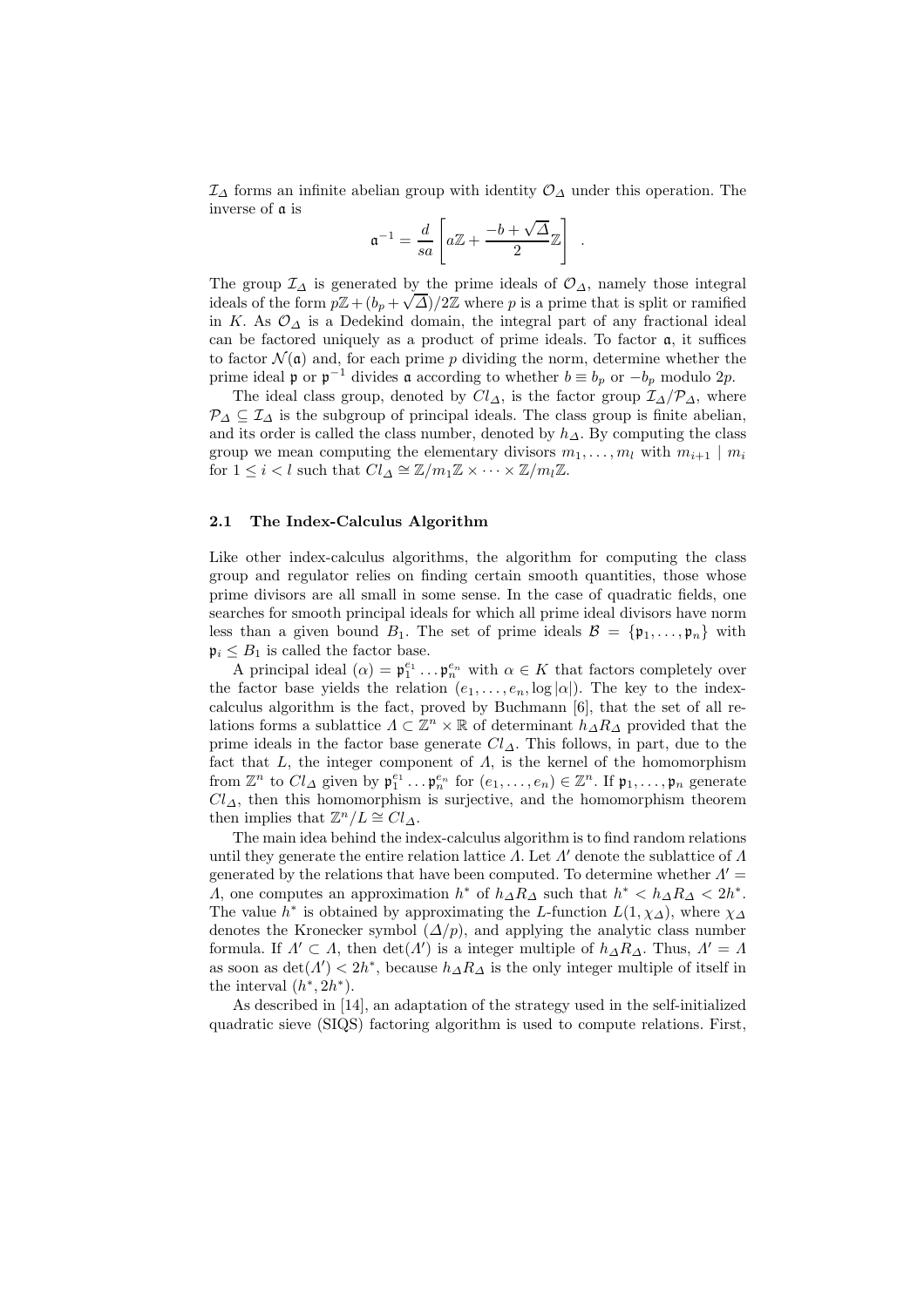$\mathcal{I}_\Delta$ forms an infinite abelian group with identity $\mathcal{O}_\Delta$ under this operation. The inverse of $\mathfrak{a}$ is

$$\mathfrak{a}^{-1} = \frac{d}{sa}\left[a\mathbb{Z} + \frac{-b+\sqrt{\Delta}}{2}\mathbb{Z}\right] \ .$$

The group $\mathcal{I}_\Delta$ is generated by the prime ideals of $\mathcal{O}_\Delta$, namely those integral ideals of the form $p\mathbb{Z} + (b_p + \sqrt{\Delta})/2\mathbb{Z}$ where $p$ is a prime that is split or ramified in $K$. As $\mathcal{O}_\Delta$ is a Dedekind domain, the integral part of any fractional ideal can be factored uniquely as a product of prime ideals. To factor $\mathfrak{a}$, it suffices to factor $\mathcal{N}(\mathfrak{a})$ and, for each prime $p$ dividing the norm, determine whether the prime ideal $\mathfrak{p}$ or $\mathfrak{p}^{-1}$ divides $\mathfrak{a}$ according to whether $b \equiv b_p$ or $-b_p$ modulo $2p$.

The ideal class group, denoted by $Cl_\Delta$, is the factor group $\mathcal{I}_\Delta/\mathcal{P}_\Delta$, where $\mathcal{P}_\Delta \subseteq \mathcal{I}_\Delta$ is the subgroup of principal ideals. The class group is finite abelian, and its order is called the class number, denoted by $h_\Delta$. By computing the class group we mean computing the elementary divisors $m_1, \ldots, m_l$ with $m_{i+1} \mid m_i$ for $1 \leq i < l$ such that $Cl_\Delta \cong \mathbb{Z}/m_1\mathbb{Z} \times \cdots \times \mathbb{Z}/m_l\mathbb{Z}$.

### 2.1 The Index-Calculus Algorithm

Like other index-calculus algorithms, the algorithm for computing the class group and regulator relies on finding certain smooth quantities, those whose prime divisors are all small in some sense. In the case of quadratic fields, one searches for smooth principal ideals for which all prime ideal divisors have norm less than a given bound $B_1$. The set of prime ideals $\mathcal{B} = \{\mathfrak{p}_1, \ldots, \mathfrak{p}_n\}$ with $\mathfrak{p}_i \leq B_1$ is called the factor base.

A principal ideal $(\alpha) = \mathfrak{p}_1^{e_1} \ldots \mathfrak{p}_n^{e_n}$ with $\alpha \in K$ that factors completely over the factor base yields the relation $(e_1, \ldots, e_n, \log|\alpha|)$. The key to the index-calculus algorithm is the fact, proved by Buchmann [6], that the set of all relations forms a sublattice $\Lambda \subset \mathbb{Z}^n \times \mathbb{R}$ of determinant $h_\Delta R_\Delta$ provided that the prime ideals in the factor base generate $Cl_\Delta$. This follows, in part, due to the fact that $L$, the integer component of $\Lambda$, is the kernel of the homomorphism from $\mathbb{Z}^n$ to $Cl_\Delta$ given by $\mathfrak{p}_1^{e_1} \ldots \mathfrak{p}_n^{e_n}$ for $(e_1, \ldots, e_n) \in \mathbb{Z}^n$. If $\mathfrak{p}_1, \ldots, \mathfrak{p}_n$ generate $Cl_\Delta$, then this homomorphism is surjective, and the homomorphism theorem then implies that $\mathbb{Z}^n/L \cong Cl_\Delta$.

The main idea behind the index-calculus algorithm is to find random relations until they generate the entire relation lattice $\Lambda$. Let $\Lambda'$ denote the sublattice of $\Lambda$ generated by the relations that have been computed. To determine whether $\Lambda' = \Lambda$, one computes an approximation $h^*$ of $h_\Delta R_\Delta$ such that $h^* < h_\Delta R_\Delta < 2h^*$. The value $h^*$ is obtained by approximating the $L$-function $L(1, \chi_\Delta)$, where $\chi_\Delta$ denotes the Kronecker symbol $(\Delta/p)$, and applying the analytic class number formula. If $\Lambda' \subset \Lambda$, then $\det(\Lambda')$ is a integer multiple of $h_\Delta R_\Delta$. Thus, $\Lambda' = \Lambda$ as soon as $\det(\Lambda') < 2h^*$, because $h_\Delta R_\Delta$ is the only integer multiple of itself in the interval $(h^*, 2h^*)$.

As described in [14], an adaptation of the strategy used in the self-initialized quadratic sieve (SIQS) factoring algorithm is used to compute relations. First,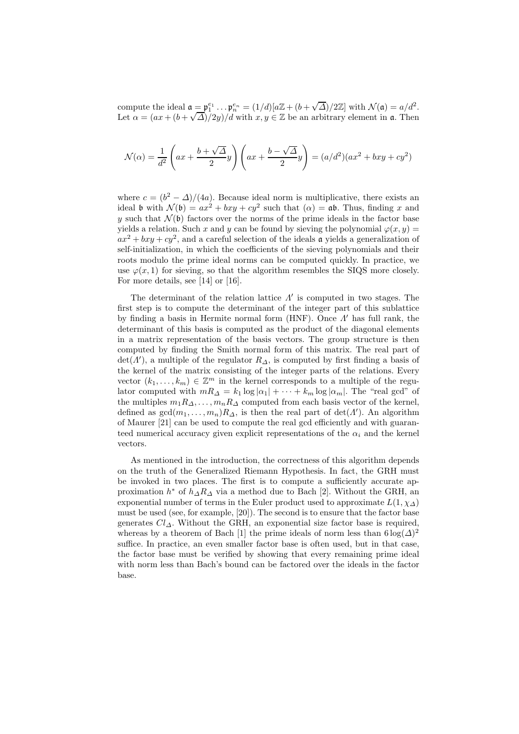compute the ideal $\mathfrak{a} = \mathfrak{p}_1^{e_1} \dots \mathfrak{p}_n^{e_n} = (1/d)[a\mathbb{Z} + (b+\sqrt{\Delta})/2\mathbb{Z}]$ with $\mathcal{N}(\mathfrak{a}) = a/d^2$. Let $\alpha = (ax + (b+\sqrt{\Delta})/2y)/d$ with $x, y \in \mathbb{Z}$ be an arbitrary element in $\mathfrak{a}$. Then

$$\mathcal{N}(\alpha) = \frac{1}{d^2}\left(ax + \frac{b+\sqrt{\Delta}}{2}y\right)\left(ax + \frac{b-\sqrt{\Delta}}{2}y\right) = (a/d^2)(ax^2 + bxy + cy^2)$$

where $c = (b^2 - \Delta)/(4a)$. Because ideal norm is multiplicative, there exists an ideal $\mathfrak{b}$ with $\mathcal{N}(\mathfrak{b}) = ax^2 + bxy + cy^2$ such that $(\alpha) = \mathfrak{a}\mathfrak{b}$. Thus, finding $x$ and $y$ such that $\mathcal{N}(\mathfrak{b})$ factors over the norms of the prime ideals in the factor base yields a relation. Such $x$ and $y$ can be found by sieving the polynomial $\varphi(x, y) = ax^2 + bxy + cy^2$, and a careful selection of the ideals $\mathfrak{a}$ yields a generalization of self-initialization, in which the coefficients of the sieving polynomials and their roots modulo the prime ideal norms can be computed quickly. In practice, we use $\varphi(x, 1)$ for sieving, so that the algorithm resembles the SIQS more closely. For more details, see [14] or [16].

The determinant of the relation lattice $\Lambda'$ is computed in two stages. The first step is to compute the determinant of the integer part of this sublattice by finding a basis in Hermite normal form (HNF). Once $\Lambda'$ has full rank, the determinant of this basis is computed as the product of the diagonal elements in a matrix representation of the basis vectors. The group structure is then computed by finding the Smith normal form of this matrix. The real part of $\det(\Lambda')$, a multiple of the regulator $R_\Delta$, is computed by first finding a basis of the kernel of the matrix consisting of the integer parts of the relations. Every vector $(k_1, \dots, k_m) \in \mathbb{Z}^m$ in the kernel corresponds to a multiple of the regulator computed with $mR_\Delta = k_1 \log|\alpha_1| + \dots + k_m \log|\alpha_m|$. The "real gcd" of the multiples $m_1 R_\Delta, \dots, m_n R_\Delta$ computed from each basis vector of the kernel, defined as $\gcd(m_1, \dots, m_n) R_\Delta$, is then the real part of $\det(\Lambda')$. An algorithm of Maurer [21] can be used to compute the real gcd efficiently and with guaranteed numerical accuracy given explicit representations of the $\alpha_i$ and the kernel vectors.

As mentioned in the introduction, the correctness of this algorithm depends on the truth of the Generalized Riemann Hypothesis. In fact, the GRH must be invoked in two places. The first is to compute a sufficiently accurate approximation $h^*$ of $h_\Delta R_\Delta$ via a method due to Bach [2]. Without the GRH, an exponential number of terms in the Euler product used to approximate $L(1, \chi_\Delta)$ must be used (see, for example, [20]). The second is to ensure that the factor base generates $Cl_\Delta$. Without the GRH, an exponential size factor base is required, whereas by a theorem of Bach [1] the prime ideals of norm less than $6\log(\Delta)^2$ suffice. In practice, an even smaller factor base is often used, but in that case, the factor base must be verified by showing that every remaining prime ideal with norm less than Bach's bound can be factored over the ideals in the factor base.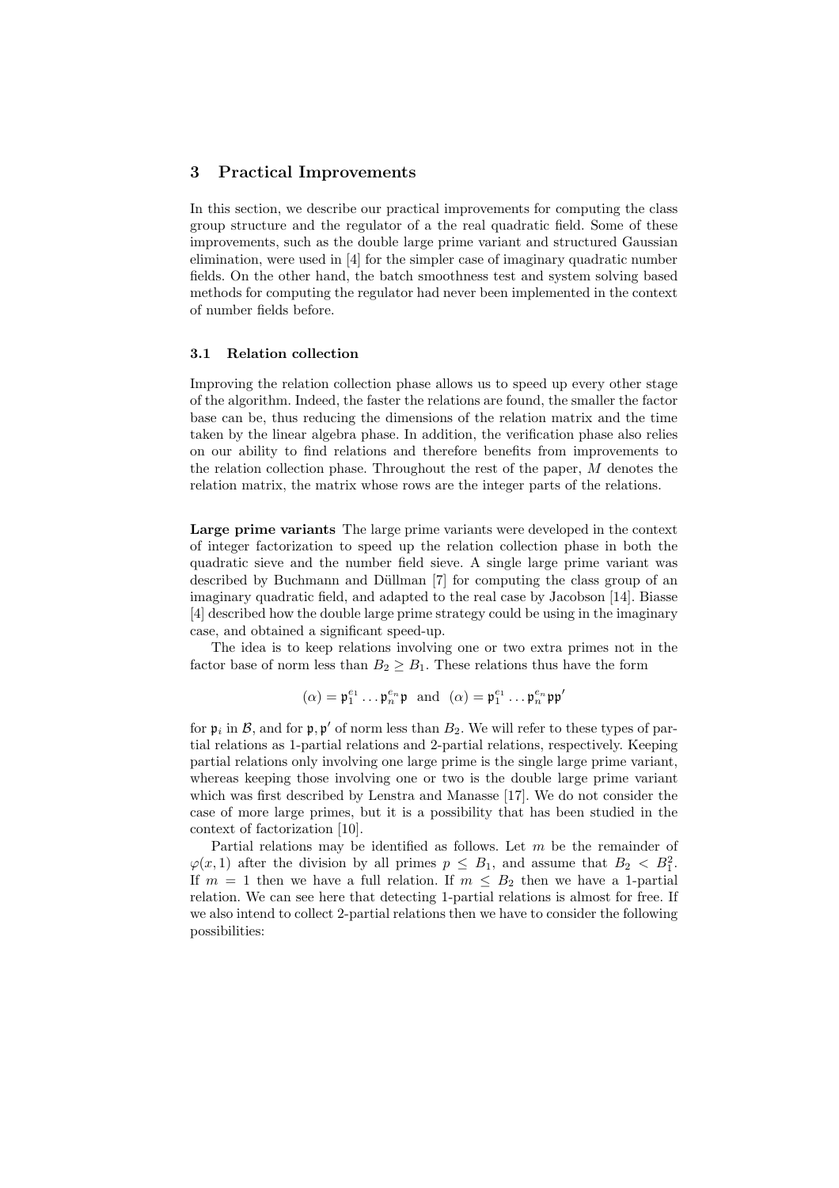## 3 Practical Improvements

In this section, we describe our practical improvements for computing the class group structure and the regulator of a the real quadratic field. Some of these improvements, such as the double large prime variant and structured Gaussian elimination, were used in [4] for the simpler case of imaginary quadratic number fields. On the other hand, the batch smoothness test and system solving based methods for computing the regulator had never been implemented in the context of number fields before.

### 3.1 Relation collection

Improving the relation collection phase allows us to speed up every other stage of the algorithm. Indeed, the faster the relations are found, the smaller the factor base can be, thus reducing the dimensions of the relation matrix and the time taken by the linear algebra phase. In addition, the verification phase also relies on our ability to find relations and therefore benefits from improvements to the relation collection phase. Throughout the rest of the paper, $M$ denotes the relation matrix, the matrix whose rows are the integer parts of the relations.

**Large prime variants** The large prime variants were developed in the context of integer factorization to speed up the relation collection phase in both the quadratic sieve and the number field sieve. A single large prime variant was described by Buchmann and Düllman [7] for computing the class group of an imaginary quadratic field, and adapted to the real case by Jacobson [14]. Biasse [4] described how the double large prime strategy could be using in the imaginary case, and obtained a significant speed-up.

The idea is to keep relations involving one or two extra primes not in the factor base of norm less than $B_2 \geq B_1$. These relations thus have the form

$$(\alpha) = \mathfrak{p}_1^{e_1} \dots \mathfrak{p}_n^{e_n} \mathfrak{p} \;\; \text{and} \;\; (\alpha) = \mathfrak{p}_1^{e_1} \dots \mathfrak{p}_n^{e_n} \mathfrak{p}\mathfrak{p}'$$

for $\mathfrak{p}_i$ in $\mathcal{B}$, and for $\mathfrak{p}, \mathfrak{p}'$ of norm less than $B_2$. We will refer to these types of partial relations as 1-partial relations and 2-partial relations, respectively. Keeping partial relations only involving one large prime is the single large prime variant, whereas keeping those involving one or two is the double large prime variant which was first described by Lenstra and Manasse [17]. We do not consider the case of more large primes, but it is a possibility that has been studied in the context of factorization [10].

Partial relations may be identified as follows. Let $m$ be the remainder of $\varphi(x, 1)$ after the division by all primes $p \leq B_1$, and assume that $B_2 < B_1^2$. If $m = 1$ then we have a full relation. If $m \leq B_2$ then we have a 1-partial relation. We can see here that detecting 1-partial relations is almost for free. If we also intend to collect 2-partial relations then we have to consider the following possibilities: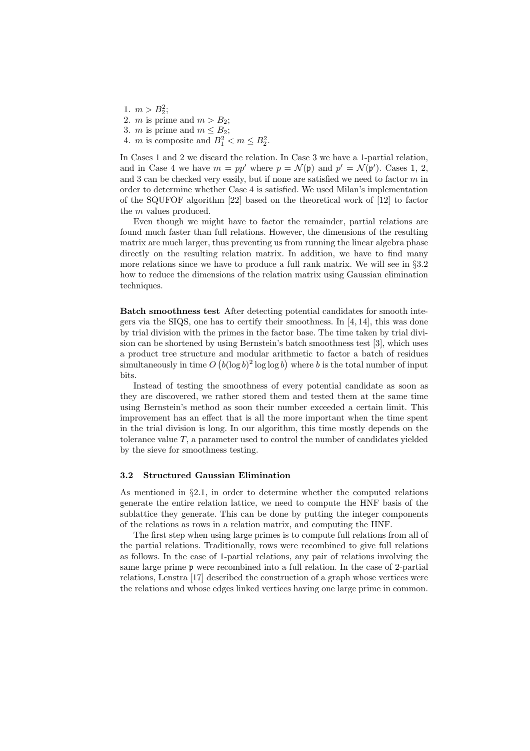1. $m > B_2^2$;
2. $m$ is prime and $m > B_2$;
3. $m$ is prime and $m \leq B_2$;
4. $m$ is composite and $B_1^2 < m \leq B_2^2$.

In Cases 1 and 2 we discard the relation. In Case 3 we have a 1-partial relation, and in Case 4 we have $m = pp'$ where $p = \mathcal{N}(\mathfrak{p})$ and $p' = \mathcal{N}(\mathfrak{p}')$. Cases 1, 2, and 3 can be checked very easily, but if none are satisfied we need to factor $m$ in order to determine whether Case 4 is satisfied. We used Milan's implementation of the SQUFOF algorithm [22] based on the theoretical work of [12] to factor the $m$ values produced.

Even though we might have to factor the remainder, partial relations are found much faster than full relations. However, the dimensions of the resulting matrix are much larger, thus preventing us from running the linear algebra phase directly on the resulting relation matrix. In addition, we have to find many more relations since we have to produce a full rank matrix. We will see in §3.2 how to reduce the dimensions of the relation matrix using Gaussian elimination techniques.

**Batch smoothness test** After detecting potential candidates for smooth integers via the SIQS, one has to certify their smoothness. In [4, 14], this was done by trial division with the primes in the factor base. The time taken by trial division can be shortened by using Bernstein's batch smoothness test [3], which uses a product tree structure and modular arithmetic to factor a batch of residues simultaneously in time $O\left(b(\log b)^2 \log\log b\right)$ where $b$ is the total number of input bits.

Instead of testing the smoothness of every potential candidate as soon as they are discovered, we rather stored them and tested them at the same time using Bernstein's method as soon their number exceeded a certain limit. This improvement has an effect that is all the more important when the time spent in the trial division is long. In our algorithm, this time mostly depends on the tolerance value $T$, a parameter used to control the number of candidates yielded by the sieve for smoothness testing.

### 3.2 Structured Gaussian Elimination

As mentioned in §2.1, in order to determine whether the computed relations generate the entire relation lattice, we need to compute the HNF basis of the sublattice they generate. This can be done by putting the integer components of the relations as rows in a relation matrix, and computing the HNF.

The first step when using large primes is to compute full relations from all of the partial relations. Traditionally, rows were recombined to give full relations as follows. In the case of 1-partial relations, any pair of relations involving the same large prime $\mathfrak{p}$ were recombined into a full relation. In the case of 2-partial relations, Lenstra [17] described the construction of a graph whose vertices were the relations and whose edges linked vertices having one large prime in common.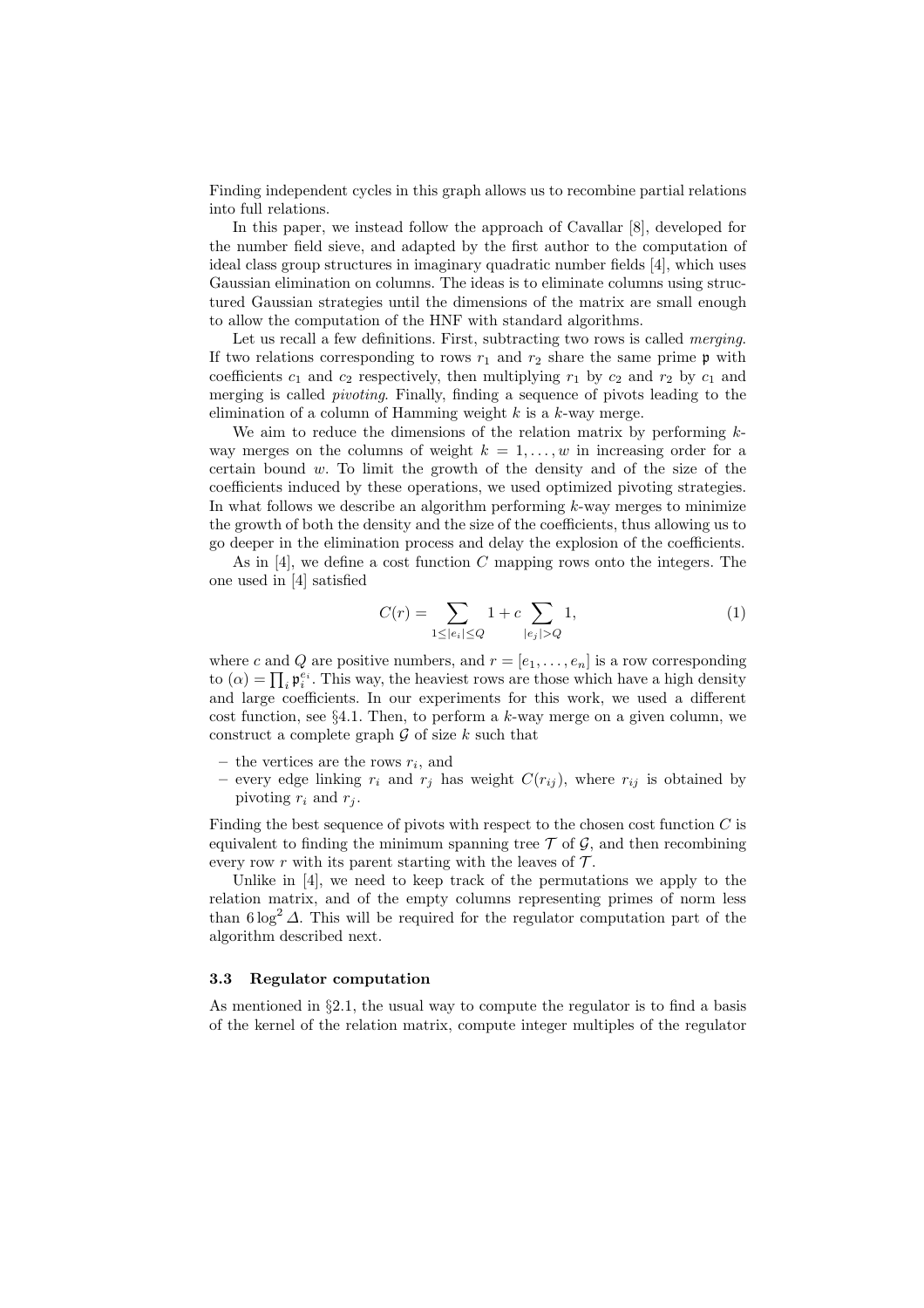Finding independent cycles in this graph allows us to recombine partial relations into full relations.

In this paper, we instead follow the approach of Cavallar [8], developed for the number field sieve, and adapted by the first author to the computation of ideal class group structures in imaginary quadratic number fields [4], which uses Gaussian elimination on columns. The ideas is to eliminate columns using structured Gaussian strategies until the dimensions of the matrix are small enough to allow the computation of the HNF with standard algorithms.

Let us recall a few definitions. First, subtracting two rows is called *merging*. If two relations corresponding to rows $r_1$ and $r_2$ share the same prime $\mathfrak{p}$ with coefficients $c_1$ and $c_2$ respectively, then multiplying $r_1$ by $c_2$ and $r_2$ by $c_1$ and merging is called *pivoting*. Finally, finding a sequence of pivots leading to the elimination of a column of Hamming weight $k$ is a $k$-way merge.

We aim to reduce the dimensions of the relation matrix by performing $k$-way merges on the columns of weight $k = 1, \ldots, w$ in increasing order for a certain bound $w$. To limit the growth of the density and of the size of the coefficients induced by these operations, we used optimized pivoting strategies. In what follows we describe an algorithm performing $k$-way merges to minimize the growth of both the density and the size of the coefficients, thus allowing us to go deeper in the elimination process and delay the explosion of the coefficients.

As in [4], we define a cost function $C$ mapping rows onto the integers. The one used in [4] satisfied

$$C(r) = \sum_{1 \leq |e_i| \leq Q} 1 + c \sum_{|e_j| > Q} 1, \tag{1}$$

where $c$ and $Q$ are positive numbers, and $r = [e_1, \ldots, e_n]$ is a row corresponding to $(\alpha) = \prod_i \mathfrak{p}_i^{e_i}$. This way, the heaviest rows are those which have a high density and large coefficients. In our experiments for this work, we used a different cost function, see §4.1. Then, to perform a $k$-way merge on a given column, we construct a complete graph $\mathcal{G}$ of size $k$ such that

- the vertices are the rows $r_i$, and
- every edge linking $r_i$ and $r_j$ has weight $C(r_{ij})$, where $r_{ij}$ is obtained by pivoting $r_i$ and $r_j$.

Finding the best sequence of pivots with respect to the chosen cost function $C$ is equivalent to finding the minimum spanning tree $\mathcal{T}$ of $\mathcal{G}$, and then recombining every row $r$ with its parent starting with the leaves of $\mathcal{T}$.

Unlike in [4], we need to keep track of the permutations we apply to the relation matrix, and of the empty columns representing primes of norm less than $6 \log^2 \Delta$. This will be required for the regulator computation part of the algorithm described next.

### 3.3 Regulator computation

As mentioned in §2.1, the usual way to compute the regulator is to find a basis of the kernel of the relation matrix, compute integer multiples of the regulator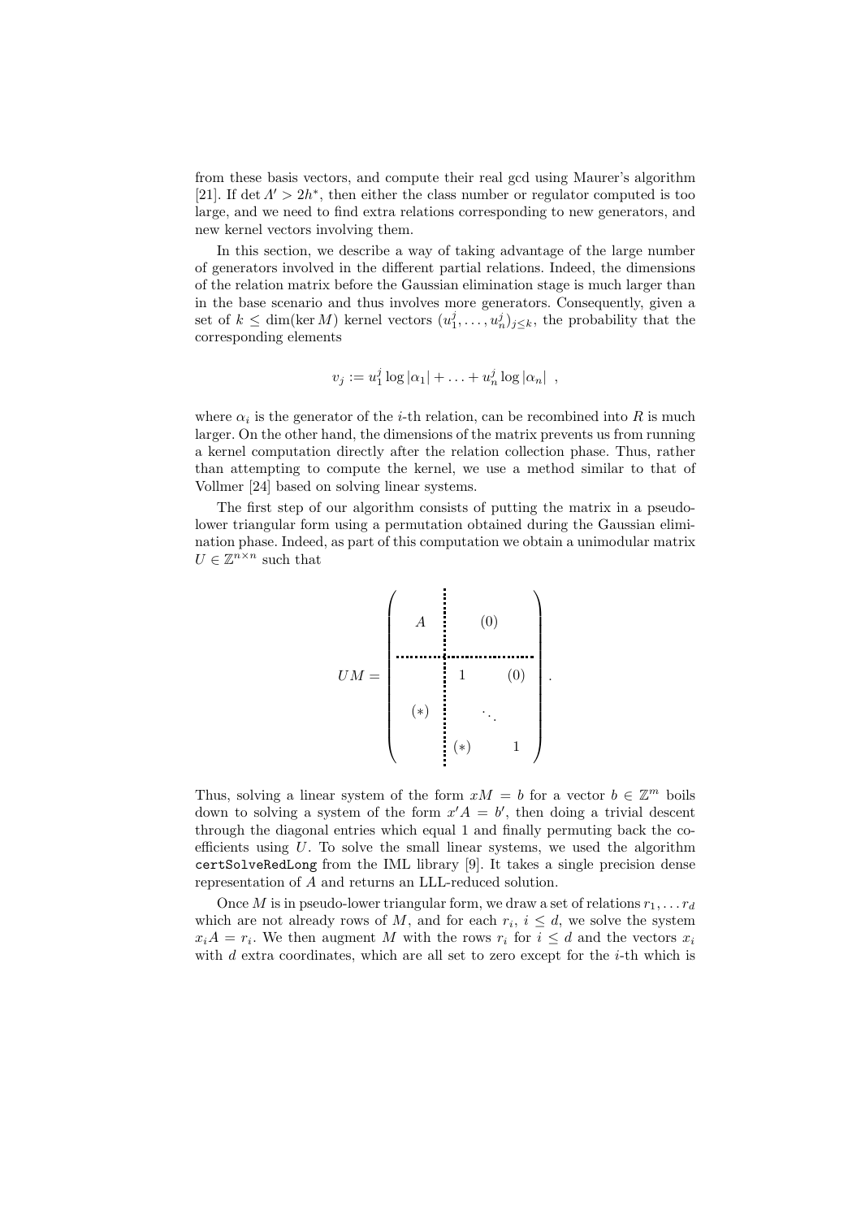from these basis vectors, and compute their real gcd using Maurer's algorithm [21]. If $\det \Lambda' > 2h^*$, then either the class number or regulator computed is too large, and we need to find extra relations corresponding to new generators, and new kernel vectors involving them.

In this section, we describe a way of taking advantage of the large number of generators involved in the different partial relations. Indeed, the dimensions of the relation matrix before the Gaussian elimination stage is much larger than in the base scenario and thus involves more generators. Consequently, given a set of $k \leq \dim(\ker M)$ kernel vectors $(u_1^j, \ldots, u_n^j)_{j \leq k}$, the probability that the corresponding elements

$$
v_j := u_1^j \log|\alpha_1| + \ldots + u_n^j \log|\alpha_n| \ ,
$$

where $\alpha_i$ is the generator of the $i$-th relation, can be recombined into $R$ is much larger. On the other hand, the dimensions of the matrix prevents us from running a kernel computation directly after the relation collection phase. Thus, rather than attempting to compute the kernel, we use a method similar to that of Vollmer [24] based on solving linear systems.

The first step of our algorithm consists of putting the matrix in a pseudo-lower triangular form using a permutation obtained during the Gaussian elimination phase. Indeed, as part of this computation we obtain a unimodular matrix $U \in \mathbb{Z}^{n \times n}$ such that

$$
UM = \left(\begin{array}{c|ccc}
A & & (0) & \\
\hline
 & 1 & & (0) \\
(*) & & \ddots & \\
 & (*) & & 1
\end{array}\right) .
$$

Thus, solving a linear system of the form $xM = b$ for a vector $b \in \mathbb{Z}^m$ boils down to solving a system of the form $x'A = b'$, then doing a trivial descent through the diagonal entries which equal 1 and finally permuting back the coefficients using $U$. To solve the small linear systems, we used the algorithm `certSolveRedLong` from the IML library [9]. It takes a single precision dense representation of $A$ and returns an LLL-reduced solution.

Once $M$ is in pseudo-lower triangular form, we draw a set of relations $r_1, \ldots r_d$ which are not already rows of $M$, and for each $r_i$, $i \leq d$, we solve the system $x_i A = r_i$. We then augment $M$ with the rows $r_i$ for $i \leq d$ and the vectors $x_i$ with $d$ extra coordinates, which are all set to zero except for the $i$-th which is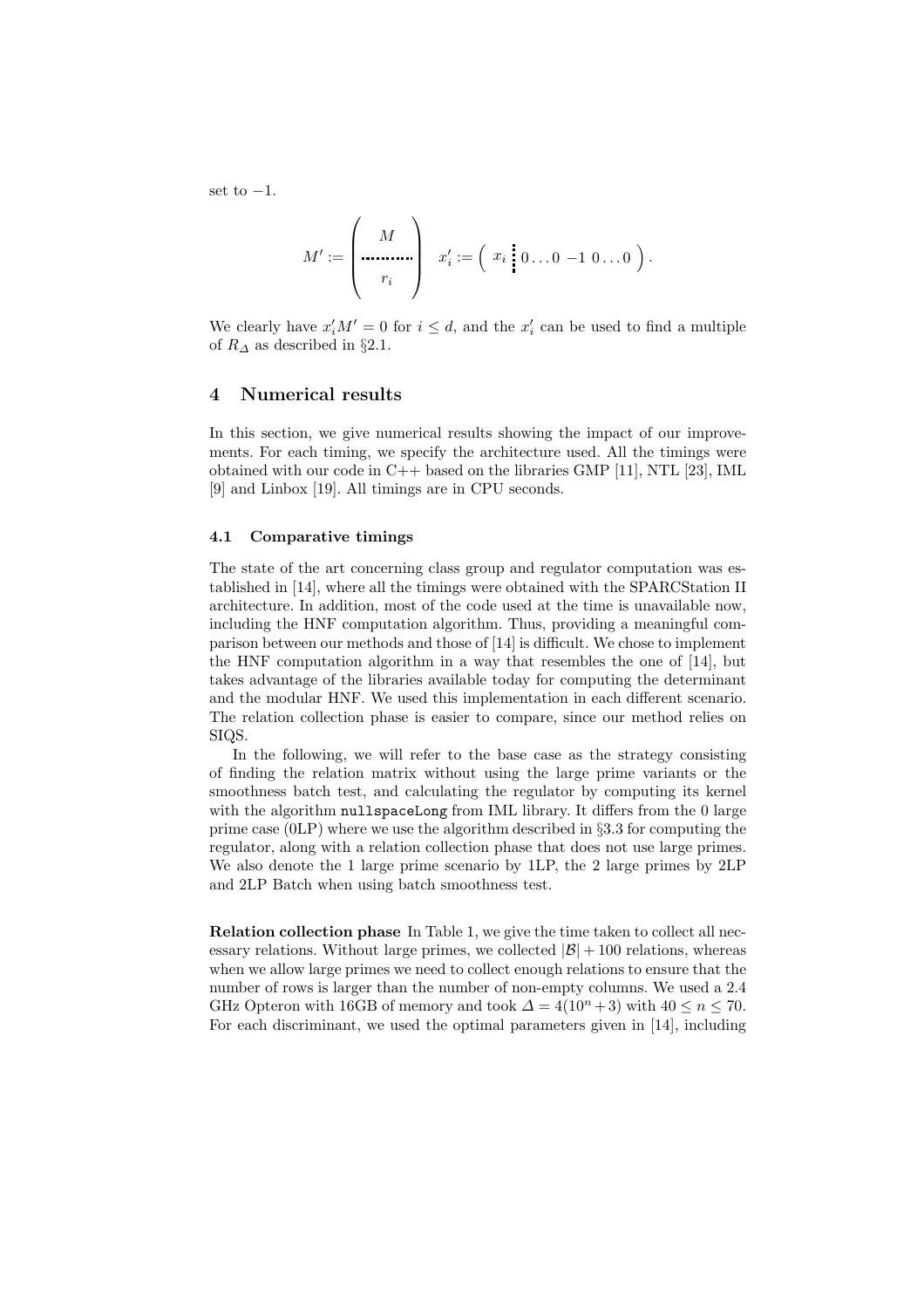set to $-1$.

$$M' := \begin{pmatrix} M \\ \cdots\cdots\cdots \\ r_i \end{pmatrix} \quad x_i' := \left( \begin{array}{c:c} x_i & 0\ldots0\ -1\ 0\ldots0 \end{array} \right).$$

We clearly have $x_i'M' = 0$ for $i \leq d$, and the $x_i'$ can be used to find a multiple of $R_\Delta$ as described in §2.1.

## 4 Numerical results

In this section, we give numerical results showing the impact of our improvements. For each timing, we specify the architecture used. All the timings were obtained with our code in C++ based on the libraries GMP [11], NTL [23], IML [9] and Linbox [19]. All timings are in CPU seconds.

### 4.1 Comparative timings

The state of the art concerning class group and regulator computation was established in [14], where all the timings were obtained with the SPARCStation II architecture. In addition, most of the code used at the time is unavailable now, including the HNF computation algorithm. Thus, providing a meaningful comparison between our methods and those of [14] is difficult. We chose to implement the HNF computation algorithm in a way that resembles the one of [14], but takes advantage of the libraries available today for computing the determinant and the modular HNF. We used this implementation in each different scenario. The relation collection phase is easier to compare, since our method relies on SIQS.

In the following, we will refer to the base case as the strategy consisting of finding the relation matrix without using the large prime variants or the smoothness batch test, and calculating the regulator by computing its kernel with the algorithm `nullspaceLong` from IML library. It differs from the 0 large prime case (0LP) where we use the algorithm described in §3.3 for computing the regulator, along with a relation collection phase that does not use large primes. We also denote the 1 large prime scenario by 1LP, the 2 large primes by 2LP and 2LP Batch when using batch smoothness test.

**Relation collection phase** In Table 1, we give the time taken to collect all necessary relations. Without large primes, we collected $|\mathcal{B}| + 100$ relations, whereas when we allow large primes we need to collect enough relations to ensure that the number of rows is larger than the number of non-empty columns. We used a 2.4 GHz Opteron with 16GB of memory and took $\Delta = 4(10^n + 3)$ with $40 \leq n \leq 70$. For each discriminant, we used the optimal parameters given in [14], including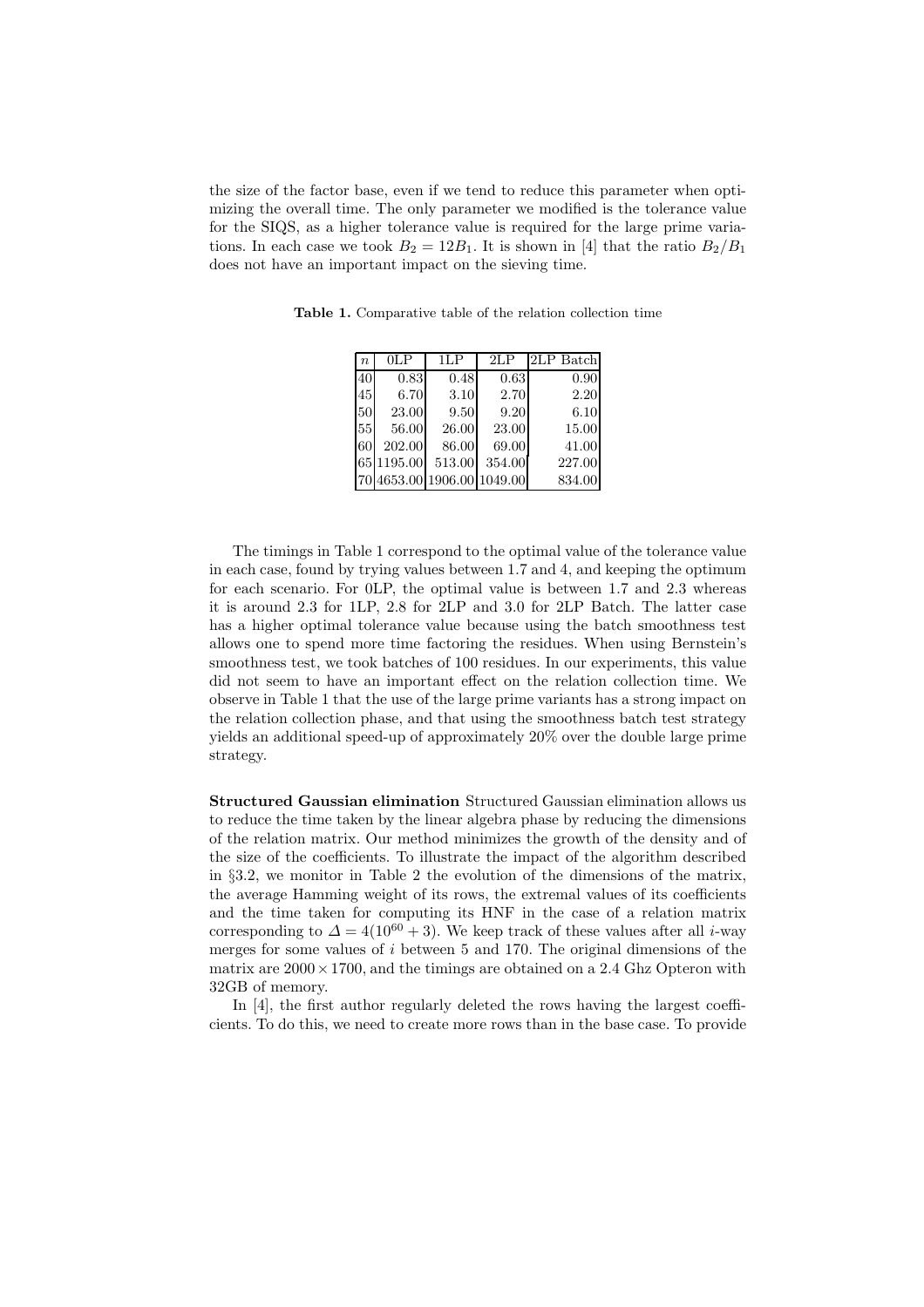the size of the factor base, even if we tend to reduce this parameter when optimizing the overall time. The only parameter we modified is the tolerance value for the SIQS, as a higher tolerance value is required for the large prime variations. In each case we took $B_2 = 12B_1$. It is shown in [4] that the ratio $B_2/B_1$ does not have an important impact on the sieving time.

**Table 1.** Comparative table of the relation collection time

| $n$ | 0LP | 1LP | 2LP | 2LP Batch |
|---|---|---|---|---|
| 40 | 0.83 | 0.48 | 0.63 | 0.90 |
| 45 | 6.70 | 3.10 | 2.70 | 2.20 |
| 50 | 23.00 | 9.50 | 9.20 | 6.10 |
| 55 | 56.00 | 26.00 | 23.00 | 15.00 |
| 60 | 202.00 | 86.00 | 69.00 | 41.00 |
| 65 | 1195.00 | 513.00 | 354.00 | 227.00 |
| 70 | 4653.00 | 1906.00 | 1049.00 | 834.00 |

The timings in Table 1 correspond to the optimal value of the tolerance value in each case, found by trying values between 1.7 and 4, and keeping the optimum for each scenario. For 0LP, the optimal value is between 1.7 and 2.3 whereas it is around 2.3 for 1LP, 2.8 for 2LP and 3.0 for 2LP Batch. The latter case has a higher optimal tolerance value because using the batch smoothness test allows one to spend more time factoring the residues. When using Bernstein's smoothness test, we took batches of 100 residues. In our experiments, this value did not seem to have an important effect on the relation collection time. We observe in Table 1 that the use of the large prime variants has a strong impact on the relation collection phase, and that using the smoothness batch test strategy yields an additional speed-up of approximately 20% over the double large prime strategy.

**Structured Gaussian elimination** Structured Gaussian elimination allows us to reduce the time taken by the linear algebra phase by reducing the dimensions of the relation matrix. Our method minimizes the growth of the density and of the size of the coefficients. To illustrate the impact of the algorithm described in §3.2, we monitor in Table 2 the evolution of the dimensions of the matrix, the average Hamming weight of its rows, the extremal values of its coefficients and the time taken for computing its HNF in the case of a relation matrix corresponding to $\Delta = 4(10^{60} + 3)$. We keep track of these values after all $i$-way merges for some values of $i$ between 5 and 170. The original dimensions of the matrix are $2000 \times 1700$, and the timings are obtained on a 2.4 Ghz Opteron with 32GB of memory.

In [4], the first author regularly deleted the rows having the largest coefficients. To do this, we need to create more rows than in the base case. To provide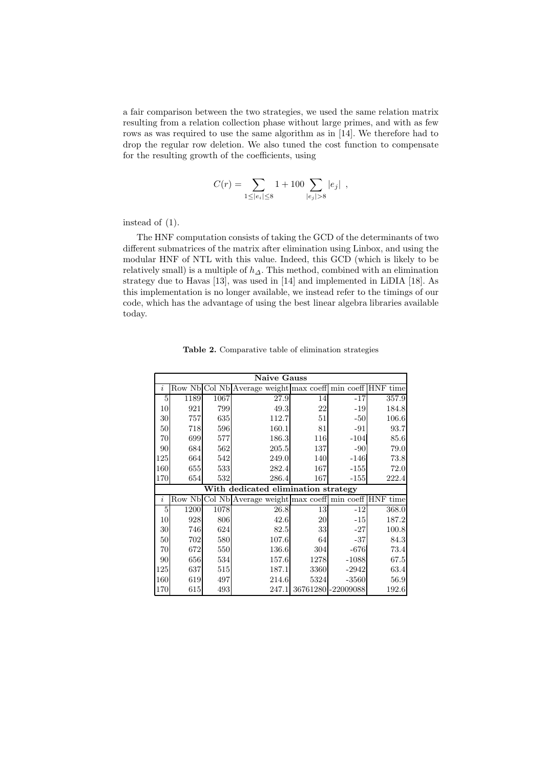a fair comparison between the two strategies, we used the same relation matrix resulting from a relation collection phase without large primes, and with as few rows as was required to use the same algorithm as in [14]. We therefore had to drop the regular row deletion. We also tuned the cost function to compensate for the resulting growth of the coefficients, using

$$C(r) = \sum_{1 \leq |e_i| \leq 8} 1 + 100 \sum_{|e_j| > 8} |e_j| \ ,$$

instead of (1).

The HNF computation consists of taking the GCD of the determinants of two different submatrices of the matrix after elimination using Linbox, and using the modular HNF of NTL with this value. Indeed, this GCD (which is likely to be relatively small) is a multiple of $h_\Delta$. This method, combined with an elimination strategy due to Havas [13], was used in [14] and implemented in LiDIA [18]. As this implementation is no longer available, we instead refer to the timings of our code, which has the advantage of using the best linear algebra libraries available today.

**Table 2.** Comparative table of elimination strategies

| **Naive Gauss** | | | | | | |
|---|---|---|---|---|---|---|
| $i$ | Row Nb | Col Nb | Average weight | max coeff | min coeff | HNF time |
| 5 | 1189 | 1067 | 27.9 | 14 | -17 | 357.9 |
| 10 | 921 | 799 | 49.3 | 22 | -19 | 184.8 |
| 30 | 757 | 635 | 112.7 | 51 | -50 | 106.6 |
| 50 | 718 | 596 | 160.1 | 81 | -91 | 93.7 |
| 70 | 699 | 577 | 186.3 | 116 | -104 | 85.6 |
| 90 | 684 | 562 | 205.5 | 137 | -90 | 79.0 |
| 125 | 664 | 542 | 249.0 | 140 | -146 | 73.8 |
| 160 | 655 | 533 | 282.4 | 167 | -155 | 72.0 |
| 170 | 654 | 532 | 286.4 | 167 | -155 | 222.4 |
| **With dedicated elimination strategy** | | | | | | |
| $i$ | Row Nb | Col Nb | Average weight | max coeff | min coeff | HNF time |
| 5 | 1200 | 1078 | 26.8 | 13 | -12 | 368.0 |
| 10 | 928 | 806 | 42.6 | 20 | -15 | 187.2 |
| 30 | 746 | 624 | 82.5 | 33 | -27 | 100.8 |
| 50 | 702 | 580 | 107.6 | 64 | -37 | 84.3 |
| 70 | 672 | 550 | 136.6 | 304 | -676 | 73.4 |
| 90 | 656 | 534 | 157.6 | 1278 | -1088 | 67.5 |
| 125 | 637 | 515 | 187.1 | 3360 | -2942 | 63.4 |
| 160 | 619 | 497 | 214.6 | 5324 | -3560 | 56.9 |
| 170 | 615 | 493 | 247.1 | 36761280 | -22009088 | 192.6 |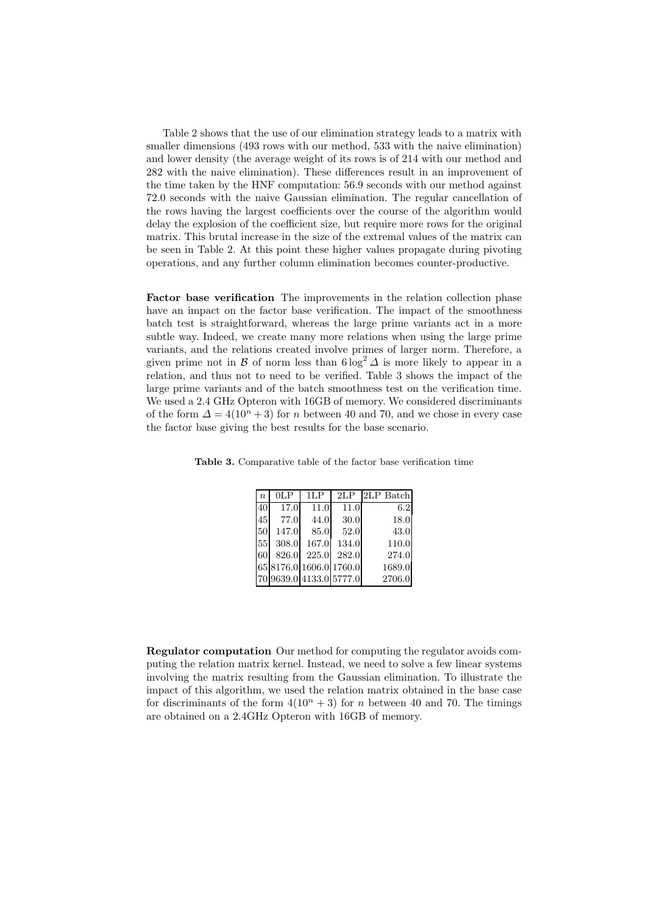Table 2 shows that the use of our elimination strategy leads to a matrix with smaller dimensions (493 rows with our method, 533 with the naive elimination) and lower density (the average weight of its rows is of 214 with our method and 282 with the naive elimination). These differences result in an improvement of the time taken by the HNF computation: 56.9 seconds with our method against 72.0 seconds with the naive Gaussian elimination. The regular cancellation of the rows having the largest coefficients over the course of the algorithm would delay the explosion of the coefficient size, but require more rows for the original matrix. This brutal increase in the size of the extremal values of the matrix can be seen in Table 2. At this point these higher values propagate during pivoting operations, and any further column elimination becomes counter-productive.

**Factor base verification** The improvements in the relation collection phase have an impact on the factor base verification. The impact of the smoothness batch test is straightforward, whereas the large prime variants act in a more subtle way. Indeed, we create many more relations when using the large prime variants, and the relations created involve primes of larger norm. Therefore, a given prime not in $\mathcal{B}$ of norm less than $6\log^2 \Delta$ is more likely to appear in a relation, and thus not to need to be verified. Table 3 shows the impact of the large prime variants and of the batch smoothness test on the verification time. We used a 2.4 GHz Opteron with 16GB of memory. We considered discriminants of the form $\Delta = 4(10^n + 3)$ for $n$ between 40 and 70, and we chose in every case the factor base giving the best results for the base scenario.

**Table 3.** Comparative table of the factor base verification time

| $n$ | 0LP | 1LP | 2LP | 2LP Batch |
|---|---|---|---|---|
| 40 | 17.0 | 11.0 | 11.0 | 6.2 |
| 45 | 77.0 | 44.0 | 30.0 | 18.0 |
| 50 | 147.0 | 85.0 | 52.0 | 43.0 |
| 55 | 308.0 | 167.0 | 134.0 | 110.0 |
| 60 | 826.0 | 225.0 | 282.0 | 274.0 |
| 65 | 8176.0 | 1606.0 | 1760.0 | 1689.0 |
| 70 | 9639.0 | 4133.0 | 5777.0 | 2706.0 |

**Regulator computation** Our method for computing the regulator avoids computing the relation matrix kernel. Instead, we need to solve a few linear systems involving the matrix resulting from the Gaussian elimination. To illustrate the impact of this algorithm, we used the relation matrix obtained in the base case for discriminants of the form $4(10^n + 3)$ for $n$ between 40 and 70. The timings are obtained on a 2.4GHz Opteron with 16GB of memory.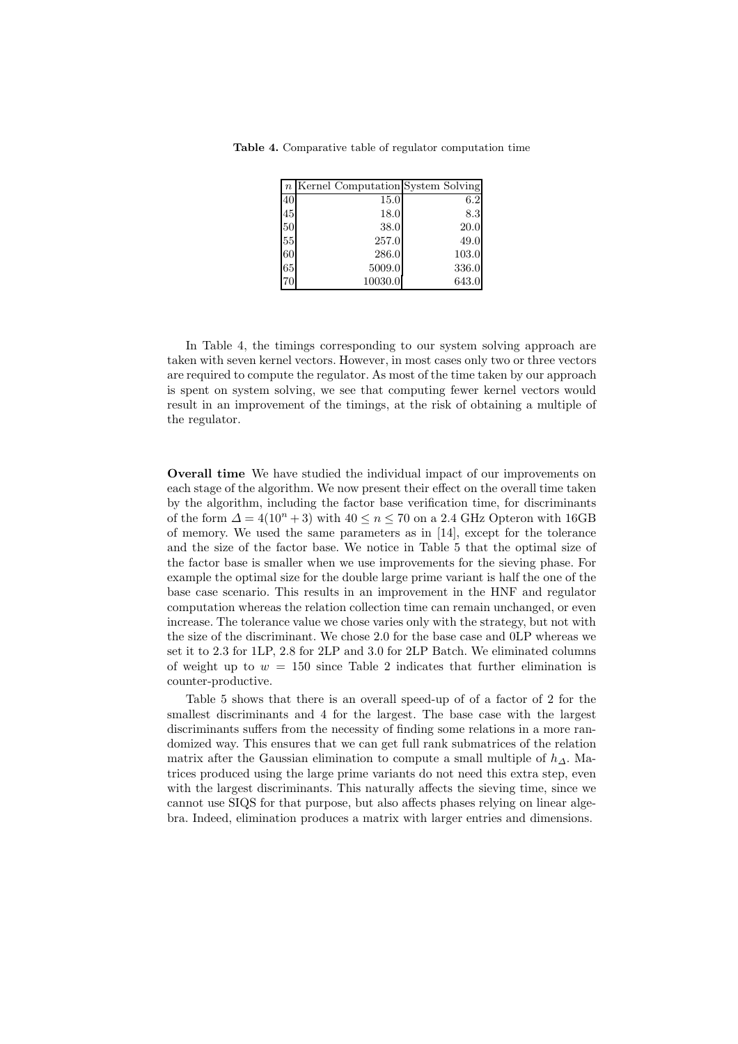**Table 4.** Comparative table of regulator computation time

| $n$ | Kernel Computation | System Solving |
|---|---|---|
| 40 | 15.0 | 6.2 |
| 45 | 18.0 | 8.3 |
| 50 | 38.0 | 20.0 |
| 55 | 257.0 | 49.0 |
| 60 | 286.0 | 103.0 |
| 65 | 5009.0 | 336.0 |
| 70 | 10030.0 | 643.0 |

In Table 4, the timings corresponding to our system solving approach are taken with seven kernel vectors. However, in most cases only two or three vectors are required to compute the regulator. As most of the time taken by our approach is spent on system solving, we see that computing fewer kernel vectors would result in an improvement of the timings, at the risk of obtaining a multiple of the regulator.

**Overall time** We have studied the individual impact of our improvements on each stage of the algorithm. We now present their effect on the overall time taken by the algorithm, including the factor base verification time, for discriminants of the form $\Delta = 4(10^n + 3)$ with $40 \leq n \leq 70$ on a 2.4 GHz Opteron with 16GB of memory. We used the same parameters as in [14], except for the tolerance and the size of the factor base. We notice in Table 5 that the optimal size of the factor base is smaller when we use improvements for the sieving phase. For example the optimal size for the double large prime variant is half the one of the base case scenario. This results in an improvement in the HNF and regulator computation whereas the relation collection time can remain unchanged, or even increase. The tolerance value we chose varies only with the strategy, but not with the size of the discriminant. We chose 2.0 for the base case and 0LP whereas we set it to 2.3 for 1LP, 2.8 for 2LP and 3.0 for 2LP Batch. We eliminated columns of weight up to $w = 150$ since Table 2 indicates that further elimination is counter-productive.

Table 5 shows that there is an overall speed-up of of a factor of 2 for the smallest discriminants and 4 for the largest. The base case with the largest discriminants suffers from the necessity of finding some relations in a more randomized way. This ensures that we can get full rank submatrices of the relation matrix after the Gaussian elimination to compute a small multiple of $h_{\Delta}$. Matrices produced using the large prime variants do not need this extra step, even with the largest discriminants. This naturally affects the sieving time, since we cannot use SIQS for that purpose, but also affects phases relying on linear algebra. Indeed, elimination produces a matrix with larger entries and dimensions.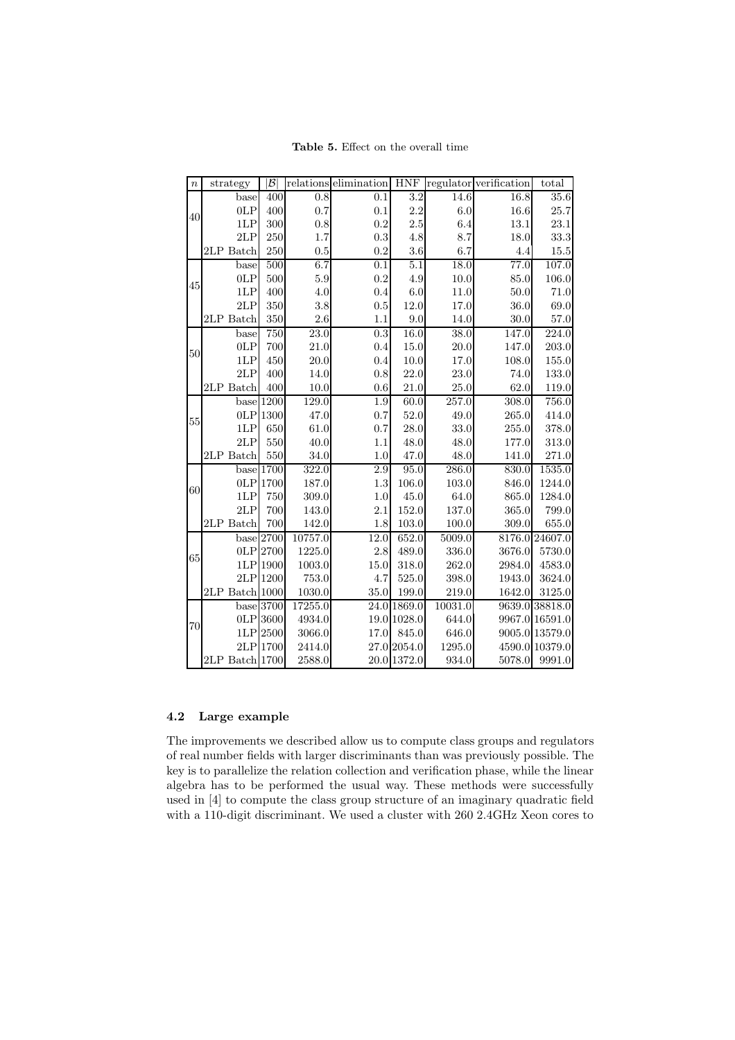**Table 5.** Effect on the overall time

| $n$ | strategy | $\|\mathcal{B}\|$ | relations | elimination | HNF | regulator | verification | total |
|---|---|---|---|---|---|---|---|---|
| 40 | base | 400 | 0.8 | 0.1 | 3.2 | 14.6 | 16.8 | 35.6 |
| | 0LP | 400 | 0.7 | 0.1 | 2.2 | 6.0 | 16.6 | 25.7 |
| | 1LP | 300 | 0.8 | 0.2 | 2.5 | 6.4 | 13.1 | 23.1 |
| | 2LP | 250 | 1.7 | 0.3 | 4.8 | 8.7 | 18.0 | 33.3 |
| | 2LP Batch | 250 | 0.5 | 0.2 | 3.6 | 6.7 | 4.4 | 15.5 |
| 45 | base | 500 | 6.7 | 0.1 | 5.1 | 18.0 | 77.0 | 107.0 |
| | 0LP | 500 | 5.9 | 0.2 | 4.9 | 10.0 | 85.0 | 106.0 |
| | 1LP | 400 | 4.0 | 0.4 | 6.0 | 11.0 | 50.0 | 71.0 |
| | 2LP | 350 | 3.8 | 0.5 | 12.0 | 17.0 | 36.0 | 69.0 |
| | 2LP Batch | 350 | 2.6 | 1.1 | 9.0 | 14.0 | 30.0 | 57.0 |
| 50 | base | 750 | 23.0 | 0.3 | 16.0 | 38.0 | 147.0 | 224.0 |
| | 0LP | 700 | 21.0 | 0.4 | 15.0 | 20.0 | 147.0 | 203.0 |
| | 1LP | 450 | 20.0 | 0.4 | 10.0 | 17.0 | 108.0 | 155.0 |
| | 2LP | 400 | 14.0 | 0.8 | 22.0 | 23.0 | 74.0 | 133.0 |
| | 2LP Batch | 400 | 10.0 | 0.6 | 21.0 | 25.0 | 62.0 | 119.0 |
| 55 | base | 1200 | 129.0 | 1.9 | 60.0 | 257.0 | 308.0 | 756.0 |
| | 0LP | 1300 | 47.0 | 0.7 | 52.0 | 49.0 | 265.0 | 414.0 |
| | 1LP | 650 | 61.0 | 0.7 | 28.0 | 33.0 | 255.0 | 378.0 |
| | 2LP | 550 | 40.0 | 1.1 | 48.0 | 48.0 | 177.0 | 313.0 |
| | 2LP Batch | 550 | 34.0 | 1.0 | 47.0 | 48.0 | 141.0 | 271.0 |
| 60 | base | 1700 | 322.0 | 2.9 | 95.0 | 286.0 | 830.0 | 1535.0 |
| | 0LP | 1700 | 187.0 | 1.3 | 106.0 | 103.0 | 846.0 | 1244.0 |
| | 1LP | 750 | 309.0 | 1.0 | 45.0 | 64.0 | 865.0 | 1284.0 |
| | 2LP | 700 | 143.0 | 2.1 | 152.0 | 137.0 | 365.0 | 799.0 |
| | 2LP Batch | 700 | 142.0 | 1.8 | 103.0 | 100.0 | 309.0 | 655.0 |
| 65 | base | 2700 | 10757.0 | 12.0 | 652.0 | 5009.0 | 8176.0 | 24607.0 |
| | 0LP | 2700 | 1225.0 | 2.8 | 489.0 | 336.0 | 3676.0 | 5730.0 |
| | 1LP | 1900 | 1003.0 | 15.0 | 318.0 | 262.0 | 2984.0 | 4583.0 |
| | 2LP | 1200 | 753.0 | 4.7 | 525.0 | 398.0 | 1943.0 | 3624.0 |
| | 2LP Batch | 1000 | 1030.0 | 35.0 | 199.0 | 219.0 | 1642.0 | 3125.0 |
| 70 | base | 3700 | 17255.0 | 24.0 | 1869.0 | 10031.0 | 9639.0 | 38818.0 |
| | 0LP | 3600 | 4934.0 | 19.0 | 1028.0 | 644.0 | 9967.0 | 16591.0 |
| | 1LP | 2500 | 3066.0 | 17.0 | 845.0 | 646.0 | 9005.0 | 13579.0 |
| | 2LP | 1700 | 2414.0 | 27.0 | 2054.0 | 1295.0 | 4590.0 | 10379.0 |
| | 2LP Batch | 1700 | 2588.0 | 20.0 | 1372.0 | 934.0 | 5078.0 | 9991.0 |

### 4.2 Large example

The improvements we described allow us to compute class groups and regulators of real number fields with larger discriminants than was previously possible. The key is to parallelize the relation collection and verification phase, while the linear algebra has to be performed the usual way. These methods were successfully used in [4] to compute the class group structure of an imaginary quadratic field with a 110-digit discriminant. We used a cluster with 260 2.4GHz Xeon cores to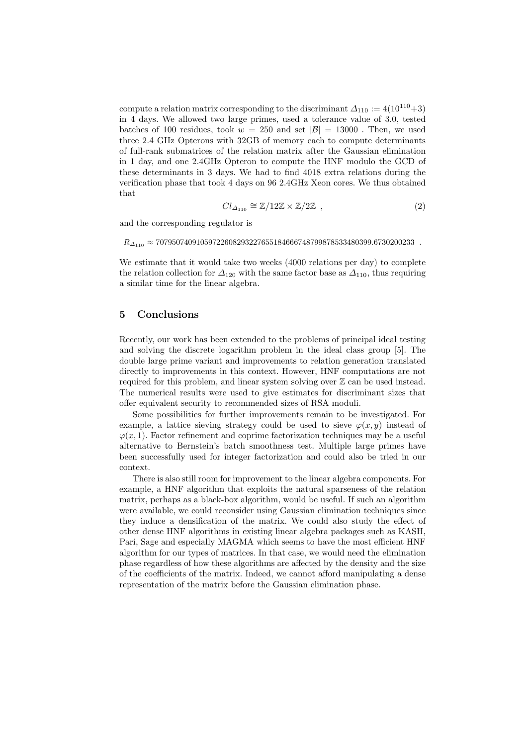compute a relation matrix corresponding to the discriminant $\Delta_{110} := 4(10^{110}+3)$ in 4 days. We allowed two large primes, used a tolerance value of 3.0, tested batches of 100 residues, took $w = 250$ and set $|\mathcal{B}| = 13000$ . Then, we used three 2.4 GHz Opterons with 32GB of memory each to compute determinants of full-rank submatrices of the relation matrix after the Gaussian elimination in 1 day, and one 2.4GHz Opteron to compute the HNF modulo the GCD of these determinants in 3 days. We had to find 4018 extra relations during the verification phase that took 4 days on 96 2.4GHz Xeon cores. We thus obtained that

$$Cl_{\Delta_{110}} \cong \mathbb{Z}/12\mathbb{Z} \times \mathbb{Z}/2\mathbb{Z} \ , \tag{2}$$

and the corresponding regulator is

$$R_{\Delta_{110}} \approx 70795074091059722608293227655184666748799878533480399.6730200233 \ .$$

We estimate that it would take two weeks (4000 relations per day) to complete the relation collection for $\Delta_{120}$ with the same factor base as $\Delta_{110}$, thus requiring a similar time for the linear algebra.

## 5 Conclusions

Recently, our work has been extended to the problems of principal ideal testing and solving the discrete logarithm problem in the ideal class group [5]. The double large prime variant and improvements to relation generation translated directly to improvements in this context. However, HNF computations are not required for this problem, and linear system solving over $\mathbb{Z}$ can be used instead. The numerical results were used to give estimates for discriminant sizes that offer equivalent security to recommended sizes of RSA moduli.

Some possibilities for further improvements remain to be investigated. For example, a lattice sieving strategy could be used to sieve $\varphi(x, y)$ instead of $\varphi(x, 1)$. Factor refinement and coprime factorization techniques may be a useful alternative to Bernstein's batch smoothness test. Multiple large primes have been successfully used for integer factorization and could also be tried in our context.

There is also still room for improvement to the linear algebra components. For example, a HNF algorithm that exploits the natural sparseness of the relation matrix, perhaps as a black-box algorithm, would be useful. If such an algorithm were available, we could reconsider using Gaussian elimination techniques since they induce a densification of the matrix. We could also study the effect of other dense HNF algorithms in existing linear algebra packages such as KASH, Pari, Sage and especially MAGMA which seems to have the most efficient HNF algorithm for our types of matrices. In that case, we would need the elimination phase regardless of how these algorithms are affected by the density and the size of the coefficients of the matrix. Indeed, we cannot afford manipulating a dense representation of the matrix before the Gaussian elimination phase.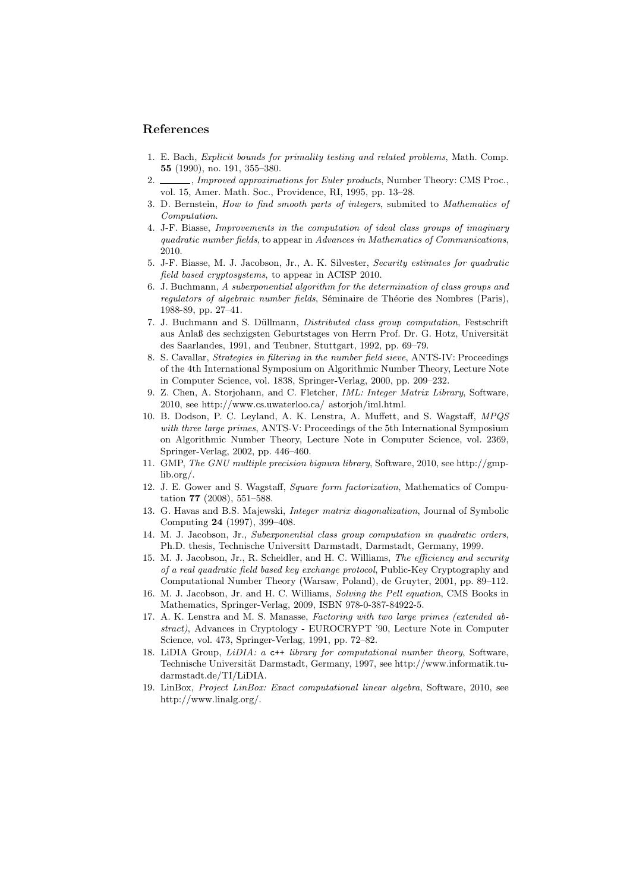## References

1. E. Bach, *Explicit bounds for primality testing and related problems*, Math. Comp. **55** (1990), no. 191, 355–380.
2. ______, *Improved approximations for Euler products*, Number Theory: CMS Proc., vol. 15, Amer. Math. Soc., Providence, RI, 1995, pp. 13–28.
3. D. Bernstein, *How to find smooth parts of integers*, submited to *Mathematics of Computation*.
4. J-F. Biasse, *Improvements in the computation of ideal class groups of imaginary quadratic number fields*, to appear in *Advances in Mathematics of Communications*, 2010.
5. J-F. Biasse, M. J. Jacobson, Jr., A. K. Silvester, *Security estimates for quadratic field based cryptosystems*, to appear in ACISP 2010.
6. J. Buchmann, *A subexponential algorithm for the determination of class groups and regulators of algebraic number fields*, Séminaire de Théorie des Nombres (Paris), 1988-89, pp. 27–41.
7. J. Buchmann and S. Düllmann, *Distributed class group computation*, Festschrift aus Anlaß des sechzigsten Geburtstages von Herrn Prof. Dr. G. Hotz, Universität des Saarlandes, 1991, and Teubner, Stuttgart, 1992, pp. 69–79.
8. S. Cavallar, *Strategies in filtering in the number field sieve*, ANTS-IV: Proceedings of the 4th International Symposium on Algorithmic Number Theory, Lecture Note in Computer Science, vol. 1838, Springer-Verlag, 2000, pp. 209–232.
9. Z. Chen, A. Storjohann, and C. Fletcher, *IML: Integer Matrix Library*, Software, 2010, see http://www.cs.uwaterloo.ca/ astorjoh/iml.html.
10. B. Dodson, P. C. Leyland, A. K. Lenstra, A. Muffett, and S. Wagstaff, *MPQS with three large primes*, ANTS-V: Proceedings of the 5th International Symposium on Algorithmic Number Theory, Lecture Note in Computer Science, vol. 2369, Springer-Verlag, 2002, pp. 446–460.
11. GMP, *The GNU multiple precision bignum library*, Software, 2010, see http://gmplib.org/.
12. J. E. Gower and S. Wagstaff, *Square form factorization*, Mathematics of Computation **77** (2008), 551–588.
13. G. Havas and B.S. Majewski, *Integer matrix diagonalization*, Journal of Symbolic Computing **24** (1997), 399–408.
14. M. J. Jacobson, Jr., *Subexponential class group computation in quadratic orders*, Ph.D. thesis, Technische Universitt Darmstadt, Darmstadt, Germany, 1999.
15. M. J. Jacobson, Jr., R. Scheidler, and H. C. Williams, *The efficiency and security of a real quadratic field based key exchange protocol*, Public-Key Cryptography and Computational Number Theory (Warsaw, Poland), de Gruyter, 2001, pp. 89–112.
16. M. J. Jacobson, Jr. and H. C. Williams, *Solving the Pell equation*, CMS Books in Mathematics, Springer-Verlag, 2009, ISBN 978-0-387-84922-5.
17. A. K. Lenstra and M. S. Manasse, *Factoring with two large primes (extended abstract)*, Advances in Cryptology - EUROCRYPT '90, Lecture Note in Computer Science, vol. 473, Springer-Verlag, 1991, pp. 72–82.
18. LiDIA Group, *LiDIA: a* `c++` *library for computational number theory*, Software, Technische Universität Darmstadt, Germany, 1997, see http://www.informatik.tu-darmstadt.de/TI/LiDIA.
19. LinBox, *Project LinBox: Exact computational linear algebra*, Software, 2010, see http://www.linalg.org/.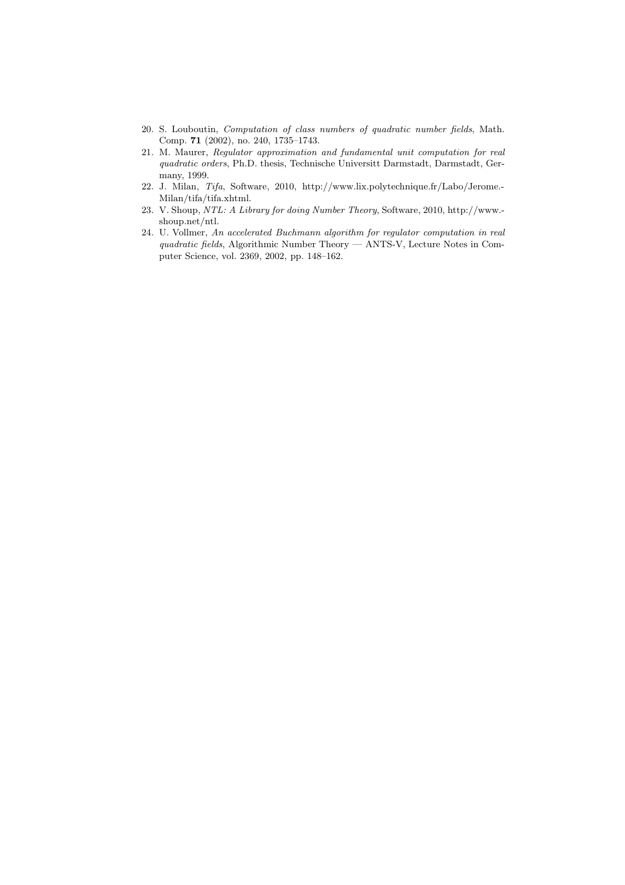20. S. Louboutin, *Computation of class numbers of quadratic number fields*, Math. Comp. **71** (2002), no. 240, 1735–1743.
21. M. Maurer, *Regulator approximation and fundamental unit computation for real quadratic orders*, Ph.D. thesis, Technische Universitt Darmstadt, Darmstadt, Germany, 1999.
22. J. Milan, *Tifa*, Software, 2010, http://www.lix.polytechnique.fr/Labo/Jerome.-Milan/tifa/tifa.xhtml.
23. V. Shoup, *NTL: A Library for doing Number Theory*, Software, 2010, http://www.-shoup.net/ntl.
24. U. Vollmer, *An accelerated Buchmann algorithm for regulator computation in real quadratic fields*, Algorithmic Number Theory — ANTS-V, Lecture Notes in Computer Science, vol. 2369, 2002, pp. 148–162.